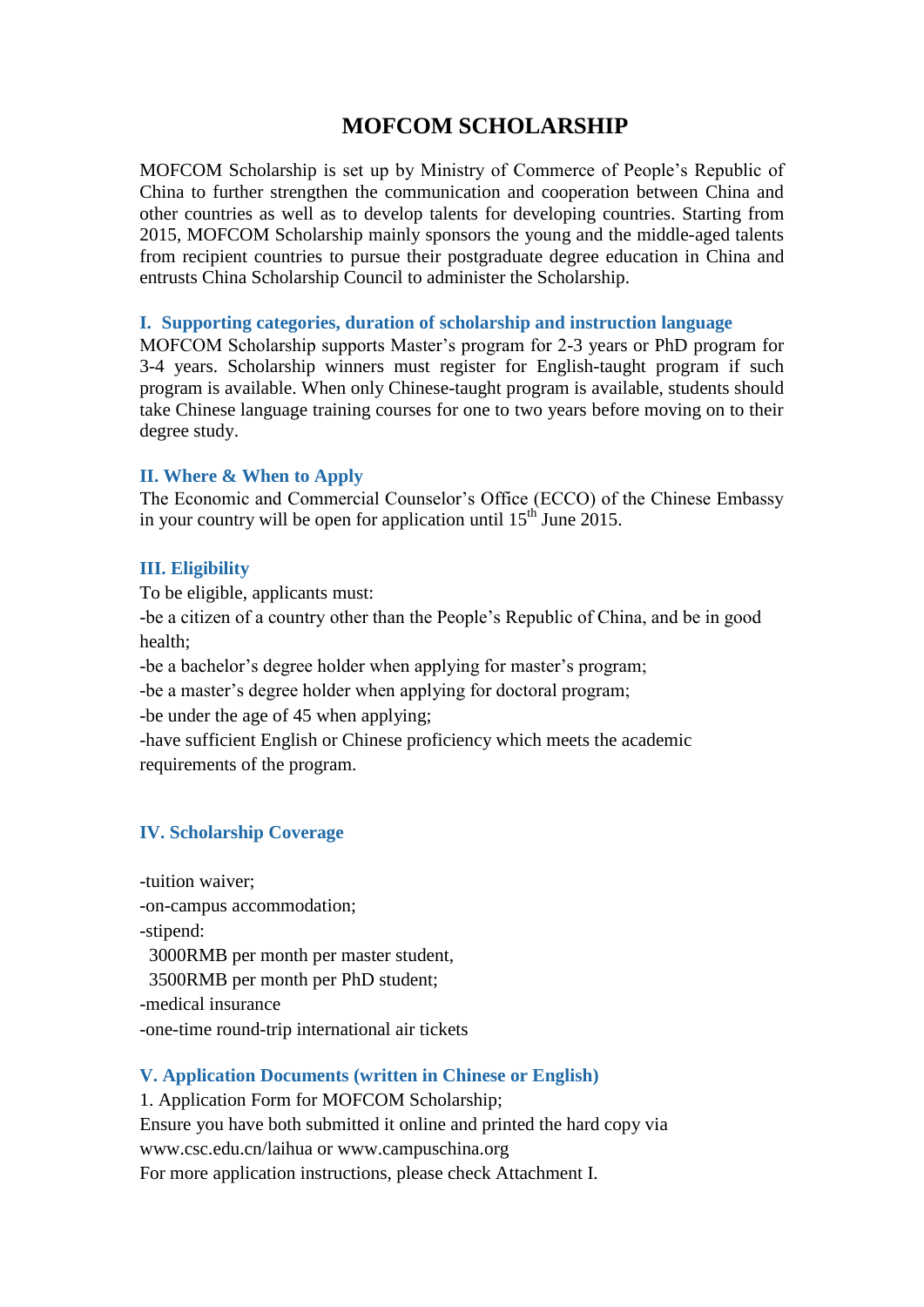# MOFCOM SCHOLARSHIP

MOFCOM Scholarship is set up by Ministry of Commerce of People's Republic of China to further strengthen the communication and cooperation between China and other countries as well as to develop talents for developing countries. Starting from 2015, MOFCOM Scholarship mainly sponsors the young and the middle-aged talents from recipient countries to pursue their postgraduate degree education in China and entrusts China Scholarship Council to administer the Scholarship.

## I. Supporting categories, duration of scholarship and instruction language

MOFCOM Scholarship supports Master's program for 2-3 years or PhD program for 3-4 years. Scholarship winners must register for English-taught program if such program is available. When only Chinese-taught program is available, students should take Chinese language training courses for one to two years before moving on to their degree study.

## II. Where & When to Apply

The Economic and Commercial Counselor's Office (ECCO) of the Chinese Embassy in your country will be open for application until 15th June 2015.

## III. Eligibility

To be eligible, applicants must:

-be a citizen of a country other than the People's Republic of China, and be in good health;

-be a bachelor's degree holder when applying for master's program;

-be a master's degree holder when applying for doctoral program;

-be under the age of 45 when applying;

-have sufficient English or Chinese proficiency which meets the academic requirements of the program.

## IV. Scholarship Coverage

-tuition waiver;

-on-campus accommodation;

-stipend:

3000RMB per month per master student,

3500RMB per month per PhD student;

-medical insurance

-one-time round-trip international air tickets

## V. Application Documents (written in Chinese or English)

1. Application Form for MOFCOM Scholarship;

Ensure you have both submitted it online and printed the hard copy via www.csc.edu.cn/laihua or www.campuschina.org

For more application instructions, please check Attachment I.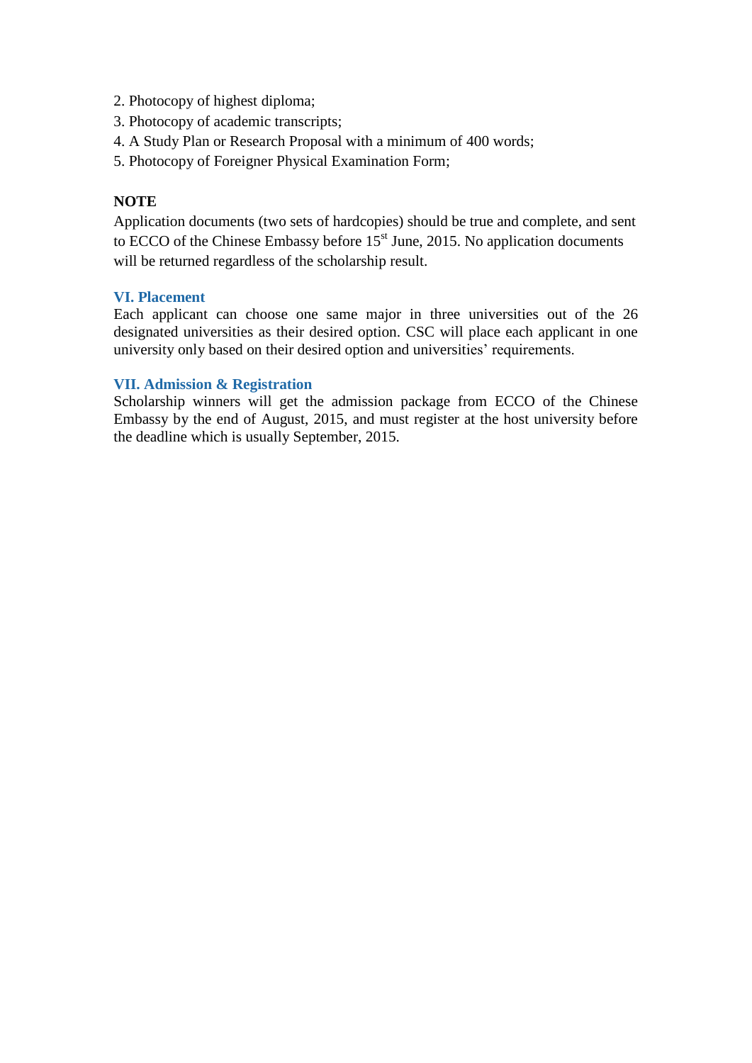2. Photocopy of highest diploma;
3. Photocopy of academic transcripts;
4. A Study Plan or Research Proposal with a minimum of 400 words;
5. Photocopy of Foreigner Physical Examination Form;

**NOTE**

Application documents (two sets of hardcopies) should be true and complete, and sent to ECCO of the Chinese Embassy before 15st June, 2015. No application documents will be returned regardless of the scholarship result.

## VI. Placement

Each applicant can choose one same major in three universities out of the 26 designated universities as their desired option. CSC will place each applicant in one university only based on their desired option and universities' requirements.

## VII. Admission & Registration

Scholarship winners will get the admission package from ECCO of the Chinese Embassy by the end of August, 2015, and must register at the host university before the deadline which is usually September, 2015.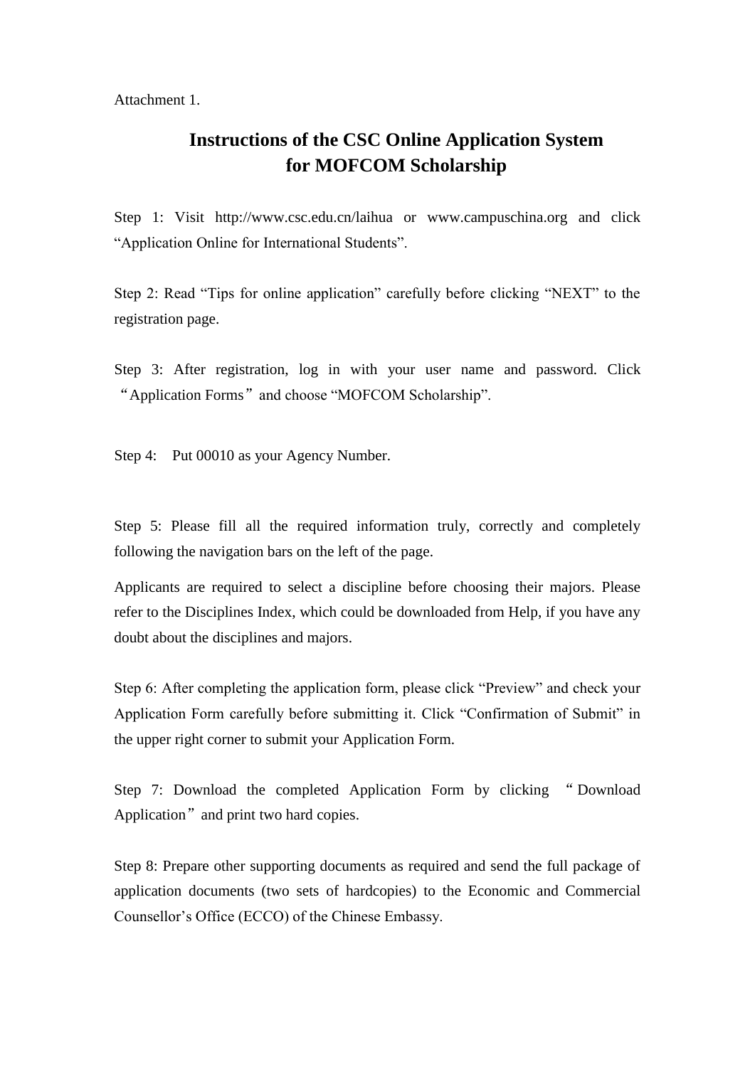Attachment 1.

# Instructions of the CSC Online Application System for MOFCOM Scholarship

Step 1: Visit http://www.csc.edu.cn/laihua or www.campuschina.org and click "Application Online for International Students".

Step 2: Read "Tips for online application" carefully before clicking "NEXT" to the registration page.

Step 3: After registration, log in with your user name and password. Click "Application Forms" and choose "MOFCOM Scholarship".

Step 4: Put 00010 as your Agency Number.

Step 5: Please fill all the required information truly, correctly and completely following the navigation bars on the left of the page.

Applicants are required to select a discipline before choosing their majors. Please refer to the Disciplines Index, which could be downloaded from Help, if you have any doubt about the disciplines and majors.

Step 6: After completing the application form, please click "Preview" and check your Application Form carefully before submitting it. Click "Confirmation of Submit" in the upper right corner to submit your Application Form.

Step 7: Download the completed Application Form by clicking "Download Application" and print two hard copies.

Step 8: Prepare other supporting documents as required and send the full package of application documents (two sets of hardcopies) to the Economic and Commercial Counsellor's Office (ECCO) of the Chinese Embassy.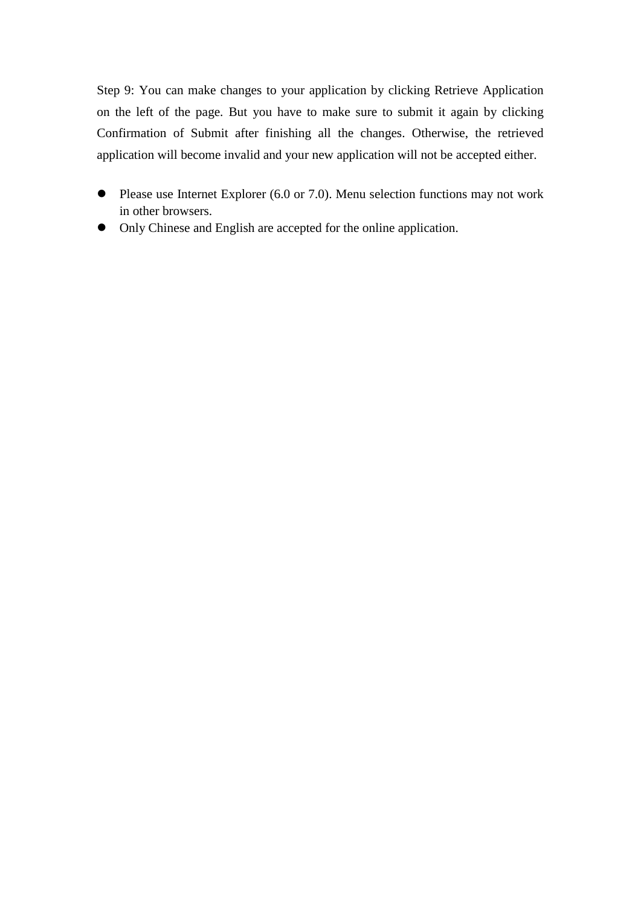Step 9: You can make changes to your application by clicking Retrieve Application on the left of the page. But you have to make sure to submit it again by clicking Confirmation of Submit after finishing all the changes. Otherwise, the retrieved application will become invalid and your new application will not be accepted either.

- Please use Internet Explorer (6.0 or 7.0). Menu selection functions may not work in other browsers.
- Only Chinese and English are accepted for the online application.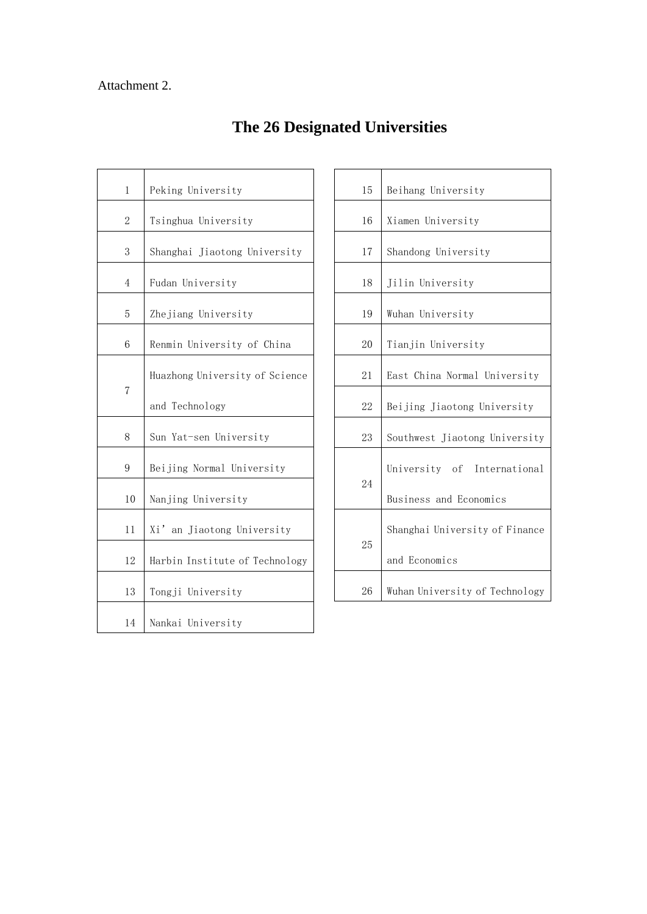Attachment 2.

# The 26 Designated Universities

| | | | |
|---|---|---|---|
| 1 | Peking University | 15 | Beihang University |
| 2 | Tsinghua University | 16 | Xiamen University |
| 3 | Shanghai Jiaotong University | 17 | Shandong University |
| 4 | Fudan University | 18 | Jilin University |
| 5 | Zhejiang University | 19 | Wuhan University |
| 6 | Renmin University of China | 20 | Tianjin University |
| 7 | Huazhong University of Science and Technology | 21 | East China Normal University |
| 8 | Sun Yat-sen University | 22 | Beijing Jiaotong University |
| 9 | Beijing Normal University | 23 | Southwest Jiaotong University |
| 10 | Nanjing University | 24 | University of International Business and Economics |
| 11 | Xi' an Jiaotong University | 25 | Shanghai University of Finance and Economics |
| 12 | Harbin Institute of Technology | 26 | Wuhan University of Technology |
| 13 | Tongji University | | |
| 14 | Nankai University | | |